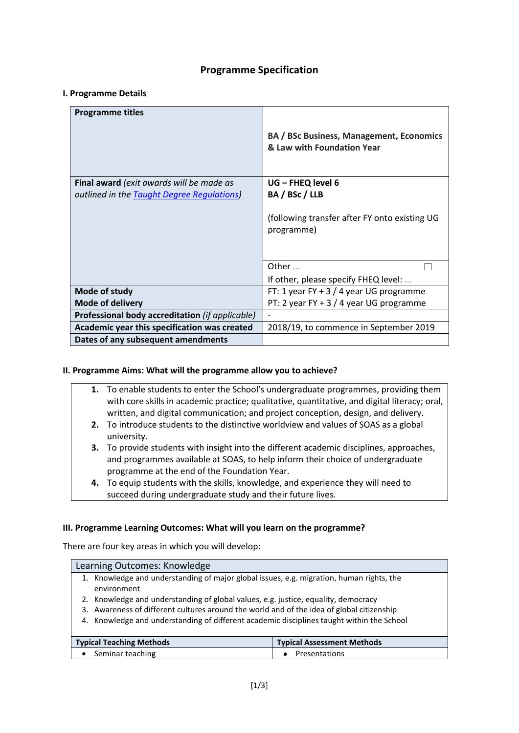# Programme Specification

## I. Programme Details

| Programme titles | BA / BSc Business, Management, Economics & Law with Foundation Year |
|---|---|
| **Final award** *(exit awards will be made as outlined in the Taught Degree Regulations)* | **UG – FHEQ level 6** **BA / BSc / LLB** (following transfer after FY onto existing UG programme) |
| | Other … ☐ If other, please specify FHEQ level: … |
| **Mode of study** **Mode of delivery** | FT: 1 year FY + 3 / 4 year UG programme PT: 2 year FY + 3 / 4 year UG programme |
| **Professional body accreditation** *(if applicable)* | - |
| **Academic year this specification was created** | 2018/19, to commence in September 2019 |
| **Dates of any subsequent amendments** | |

## II. Programme Aims: What will the programme allow you to achieve?

1. To enable students to enter the School's undergraduate programmes, providing them with core skills in academic practice; qualitative, quantitative, and digital literacy; oral, written, and digital communication; and project conception, design, and delivery.
2. To introduce students to the distinctive worldview and values of SOAS as a global university.
3. To provide students with insight into the different academic disciplines, approaches, and programmes available at SOAS, to help inform their choice of undergraduate programme at the end of the Foundation Year.
4. To equip students with the skills, knowledge, and experience they will need to succeed during undergraduate study and their future lives.

## III. Programme Learning Outcomes: What will you learn on the programme?

There are four key areas in which you will develop:

### Learning Outcomes: Knowledge

1. Knowledge and understanding of major global issues, e.g. migration, human rights, the environment
2. Knowledge and understanding of global values, e.g. justice, equality, democracy
3. Awareness of different cultures around the world and of the idea of global citizenship
4. Knowledge and understanding of different academic disciplines taught within the School

| Typical Teaching Methods | Typical Assessment Methods |
|---|---|
| • Seminar teaching | • Presentations |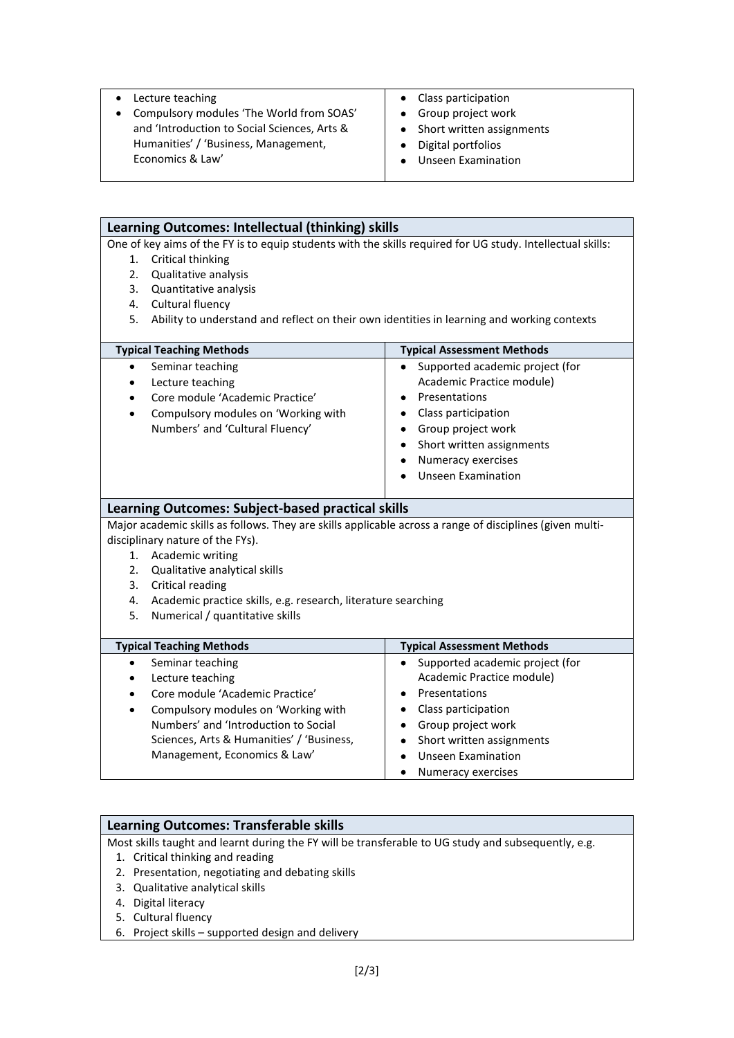| | |
|---|---|
| • Lecture teaching<br>• Compulsory modules 'The World from SOAS' and 'Introduction to Social Sciences, Arts & Humanities' / 'Business, Management, Economics & Law' | • Class participation<br>• Group project work<br>• Short written assignments<br>• Digital portfolios<br>• Unseen Examination |

## Learning Outcomes: Intellectual (thinking) skills

One of key aims of the FY is to equip students with the skills required for UG study. Intellectual skills:

1. Critical thinking
2. Qualitative analysis
3. Quantitative analysis
4. Cultural fluency
5. Ability to understand and reflect on their own identities in learning and working contexts

| Typical Teaching Methods | Typical Assessment Methods |
|---|---|
| • Seminar teaching<br>• Lecture teaching<br>• Core module 'Academic Practice'<br>• Compulsory modules on 'Working with Numbers' and 'Cultural Fluency' | • Supported academic project (for Academic Practice module)<br>• Presentations<br>• Class participation<br>• Group project work<br>• Short written assignments<br>• Numeracy exercises<br>• Unseen Examination |

## Learning Outcomes: Subject-based practical skills

Major academic skills as follows. They are skills applicable across a range of disciplines (given multi-disciplinary nature of the FYs).

1. Academic writing
2. Qualitative analytical skills
3. Critical reading
4. Academic practice skills, e.g. research, literature searching
5. Numerical / quantitative skills

| Typical Teaching Methods | Typical Assessment Methods |
|---|---|
| • Seminar teaching<br>• Lecture teaching<br>• Core module 'Academic Practice'<br>• Compulsory modules on 'Working with Numbers' and 'Introduction to Social Sciences, Arts & Humanities' / 'Business, Management, Economics & Law' | • Supported academic project (for Academic Practice module)<br>• Presentations<br>• Class participation<br>• Group project work<br>• Short written assignments<br>• Unseen Examination<br>• Numeracy exercises |

## Learning Outcomes: Transferable skills

Most skills taught and learnt during the FY will be transferable to UG study and subsequently, e.g.

1. Critical thinking and reading
2. Presentation, negotiating and debating skills
3. Qualitative analytical skills
4. Digital literacy
5. Cultural fluency
6. Project skills – supported design and delivery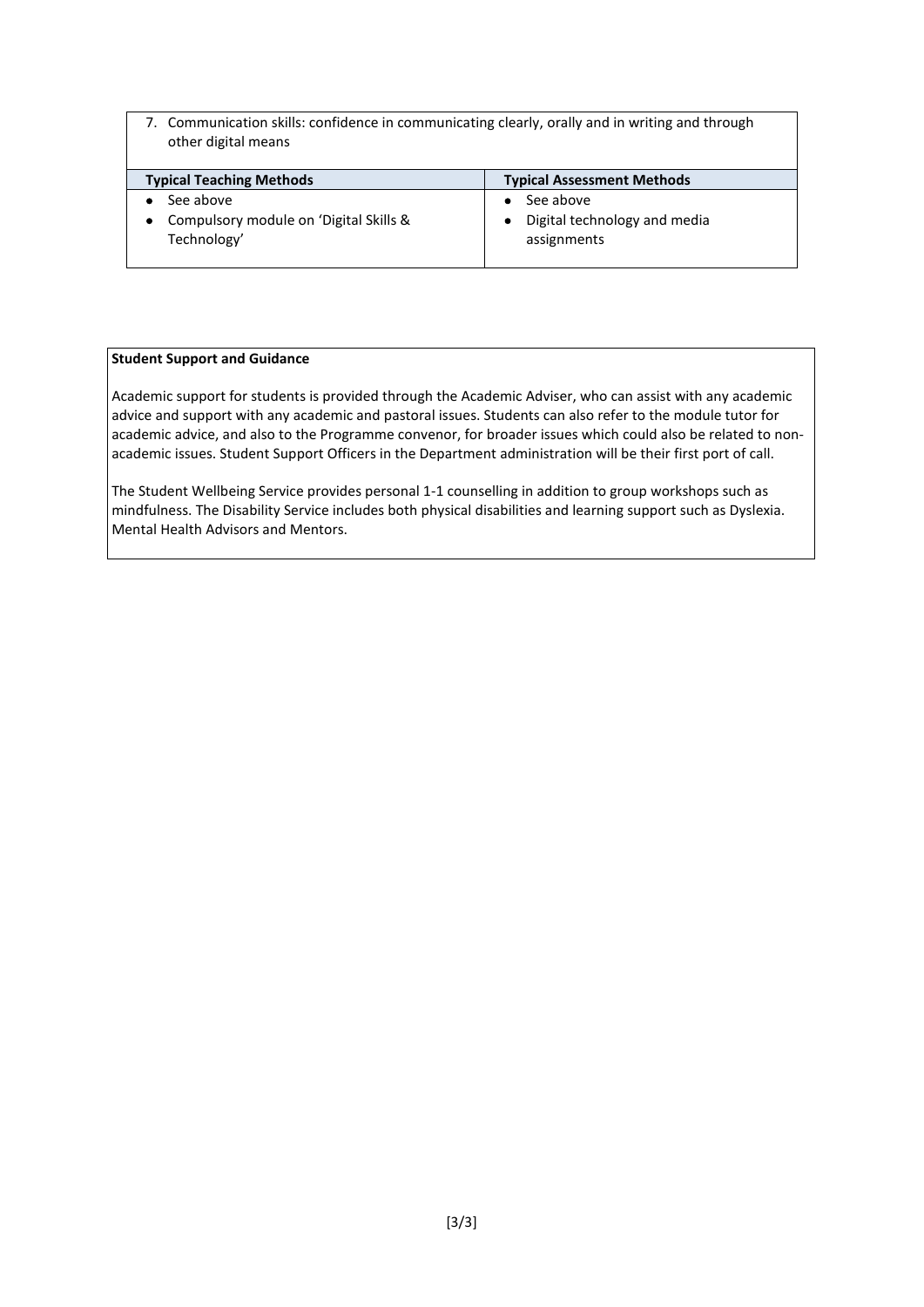| 7. Communication skills: confidence in communicating clearly, orally and in writing and through other digital means | |
|---|---|
| **Typical Teaching Methods** | **Typical Assessment Methods** |
| • See above<br>• Compulsory module on 'Digital Skills & Technology' | • See above<br>• Digital technology and media assignments |

**Student Support and Guidance**

Academic support for students is provided through the Academic Adviser, who can assist with any academic advice and support with any academic and pastoral issues. Students can also refer to the module tutor for academic advice, and also to the Programme convenor, for broader issues which could also be related to non-academic issues. Student Support Officers in the Department administration will be their first port of call.

The Student Wellbeing Service provides personal 1-1 counselling in addition to group workshops such as mindfulness. The Disability Service includes both physical disabilities and learning support such as Dyslexia. Mental Health Advisors and Mentors.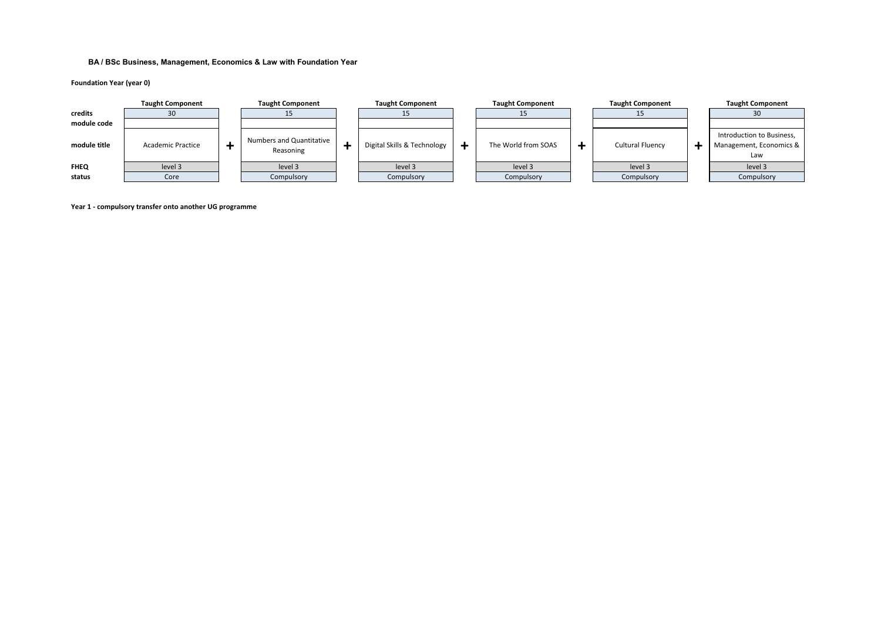**BA / BSc Business, Management, Economics & Law with Foundation Year**

**Foundation Year (year 0)**

| | Taught Component | | Taught Component | | Taught Component | | Taught Component | | Taught Component | | Taught Component |
|---|---|---|---|---|---|---|---|---|---|---|---|
| **credits** | 30 | | 15 | | 15 | | 15 | | 15 | | 30 |
| **module code** | | | | | | | | | | | |
| **module title** | Academic Practice | + | Numbers and Quantitative Reasoning | + | Digital Skills & Technology | + | The World from SOAS | + | Cultural Fluency | + | Introduction to Business, Management, Economics & Law |
| **FHEQ** | level 3 | | level 3 | | level 3 | | level 3 | | level 3 | | level 3 |
| **status** | Core | | Compulsory | | Compulsory | | Compulsory | | Compulsory | | Compulsory |

**Year 1 - compulsory transfer onto another UG programme**